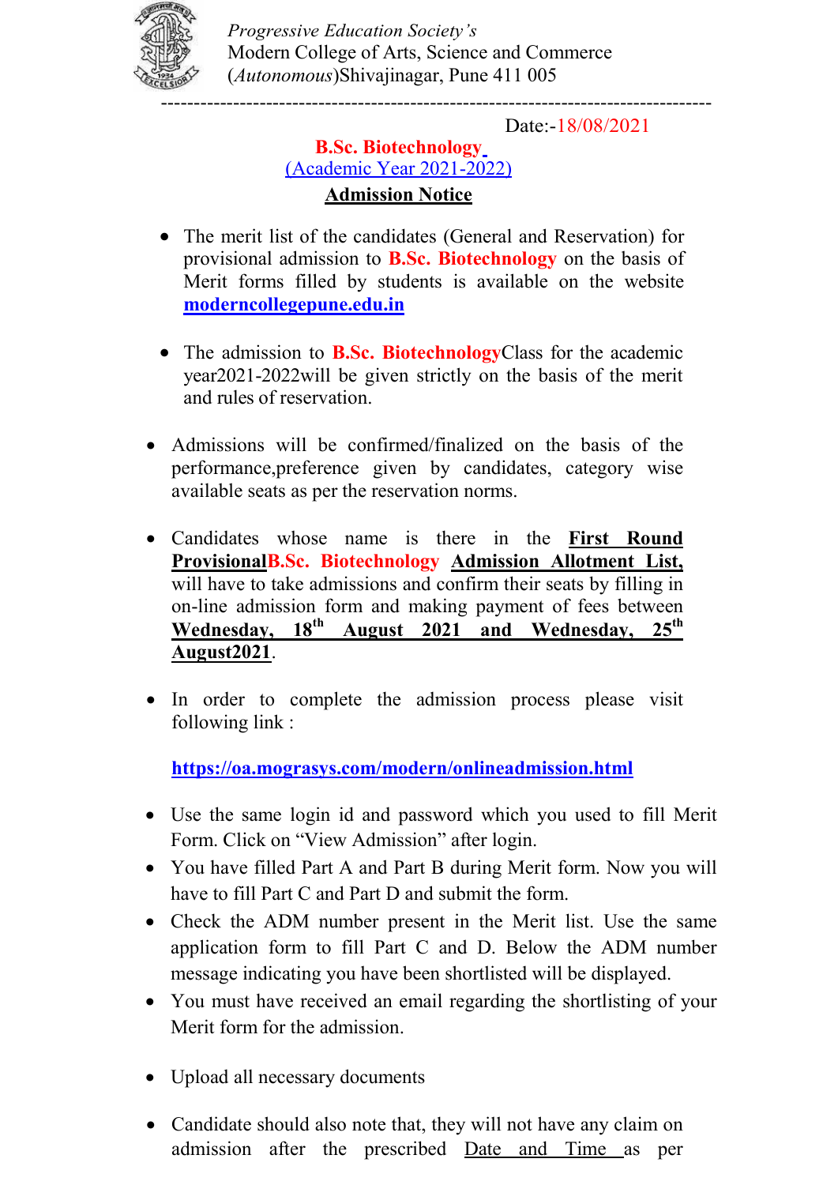*Progressive Education Society's*
Modern College of Arts, Science and Commerce
(*Autonomous*)Shivajinagar, Pune 411 005

---

Date:-18/08/2021

**B.Sc. Biotechnology**
(Academic Year 2021-2022)

**Admission Notice**

- The merit list of the candidates (General and Reservation) for provisional admission to **B.Sc. Biotechnology** on the basis of Merit forms filled by students is available on the website **moderncollegepune.edu.in**

- The admission to **B.Sc. Biotechnology**Class for the academic year2021-2022will be given strictly on the basis of the merit and rules of reservation.

- Admissions will be confirmed/finalized on the basis of the performance,preference given by candidates, category wise available seats as per the reservation norms.

- Candidates whose name is there in the **First Round Provisional****B.Sc. Biotechnology** **Admission Allotment List,** will have to take admissions and confirm their seats by filling in on-line admission form and making payment of fees between **Wednesday, 18th August 2021 and Wednesday, 25th August2021**.

- In order to complete the admission process please visit following link :

  **https://oa.mograsys.com/modern/onlineadmission.html**

- Use the same login id and password which you used to fill Merit Form. Click on "View Admission" after login.
- You have filled Part A and Part B during Merit form. Now you will have to fill Part C and Part D and submit the form.
- Check the ADM number present in the Merit list. Use the same application form to fill Part C and D. Below the ADM number message indicating you have been shortlisted will be displayed.
- You must have received an email regarding the shortlisting of your Merit form for the admission.

- Upload all necessary documents

- Candidate should also note that, they will not have any claim on admission after the prescribed Date and Time as per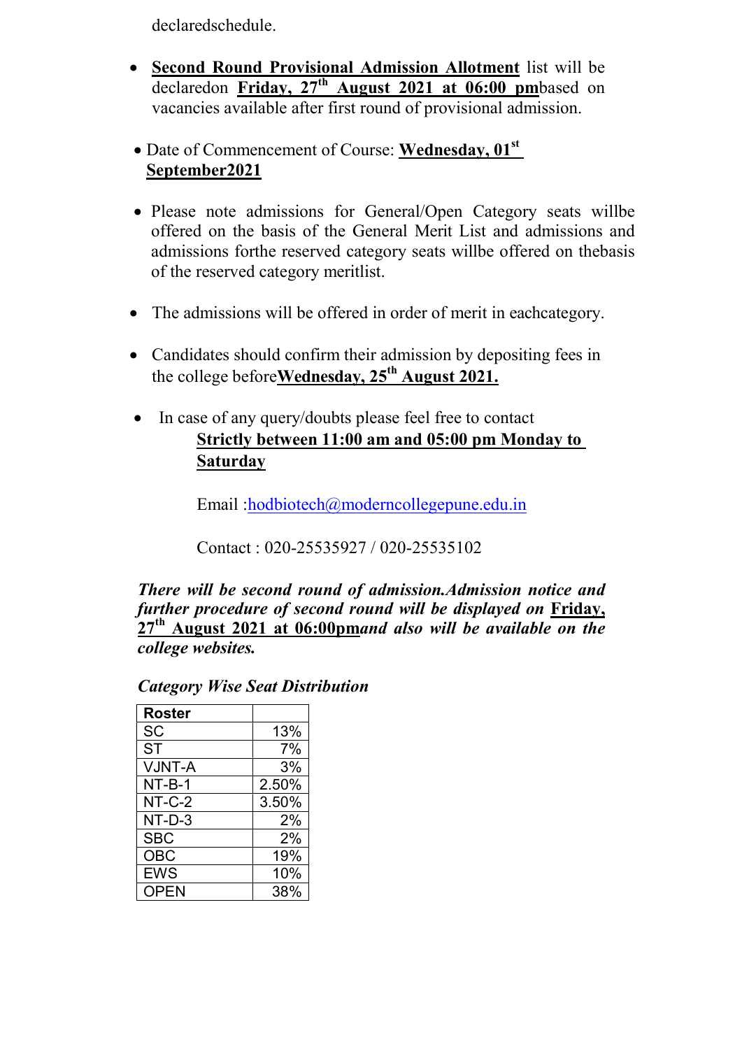declaredschedule.

- **Second Round Provisional Admission Allotment** list will be declaredon **Friday, 27th August 2021 at 06:00 pm**based on vacancies available after first round of provisional admission.

- Date of Commencement of Course: **Wednesday, 01st September2021**

- Please note admissions for General/Open Category seats willbe offered on the basis of the General Merit List and admissions and admissions forthe reserved category seats willbe offered on thebasis of the reserved category meritlist.

- The admissions will be offered in order of merit in eachcategory.

- Candidates should confirm their admission by depositing fees in the college before**Wednesday, 25th August 2021.**

- In case of any query/doubts please feel free to contact
  **Strictly between 11:00 am and 05:00 pm Monday to Saturday**

  Email :hodbiotech@moderncollegepune.edu.in

  Contact : 020-25535927 / 020-25535102

***There will be second round of admission.Admission notice and further procedure of second round will be displayed on Friday, 27th August 2021 at 06:00pmand also will be available on the college websites.***

***Category Wise Seat Distribution***

| Roster | |
|---|---|
| SC | 13% |
| ST | 7% |
| VJNT-A | 3% |
| NT-B-1 | 2.50% |
| NT-C-2 | 3.50% |
| NT-D-3 | 2% |
| SBC | 2% |
| OBC | 19% |
| EWS | 10% |
| OPEN | 38% |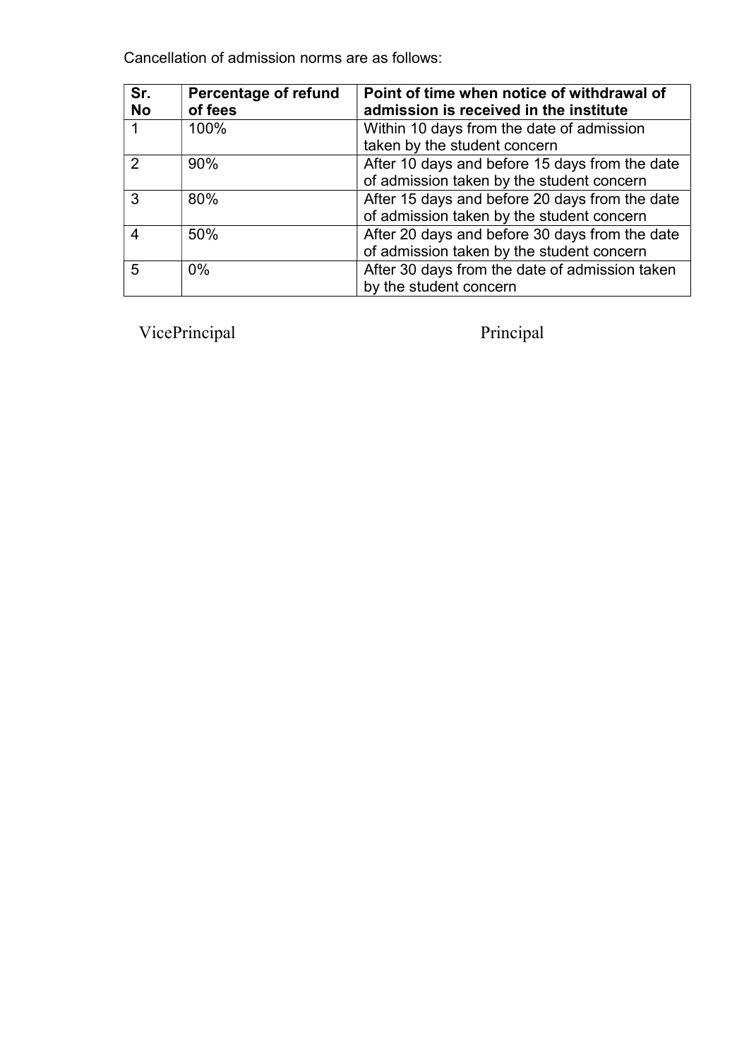Cancellation of admission norms are as follows:

| Sr. No | Percentage of refund of fees | Point of time when notice of withdrawal of admission is received in the institute |
|---|---|---|
| 1 | 100% | Within 10 days from the date of admission taken by the student concern |
| 2 | 90% | After 10 days and before 15 days from the date of admission taken by the student concern |
| 3 | 80% | After 15 days and before 20 days from the date of admission taken by the student concern |
| 4 | 50% | After 20 days and before 30 days from the date of admission taken by the student concern |
| 5 | 0% | After 30 days from the date of admission taken by the student concern |

VicePrincipal                    Principal